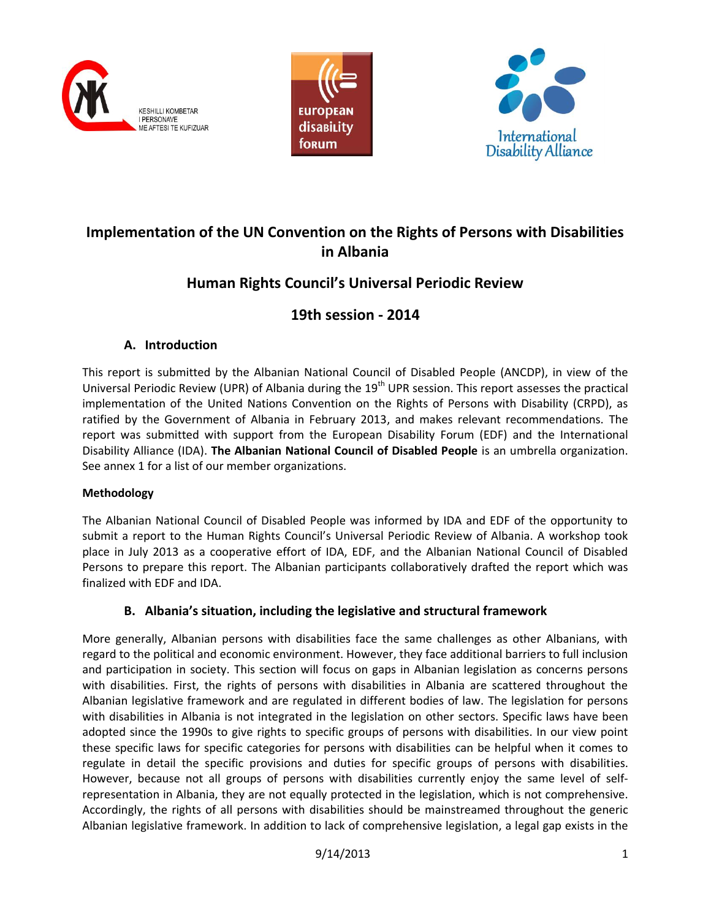KESHILLI KOMBETAR I PERSONAVE ME AFTESI TE KUFIZUAR

European disability forum

International Disability Alliance

# Implementation of the UN Convention on the Rights of Persons with Disabilities in Albania

## Human Rights Council's Universal Periodic Review

## 19th session - 2014

### A. Introduction

This report is submitted by the Albanian National Council of Disabled People (ANCDP), in view of the Universal Periodic Review (UPR) of Albania during the 19th UPR session. This report assesses the practical implementation of the United Nations Convention on the Rights of Persons with Disability (CRPD), as ratified by the Government of Albania in February 2013, and makes relevant recommendations. The report was submitted with support from the European Disability Forum (EDF) and the International Disability Alliance (IDA). **The Albanian National Council of Disabled People** is an umbrella organization. See annex 1 for a list of our member organizations.

**Methodology**

The Albanian National Council of Disabled People was informed by IDA and EDF of the opportunity to submit a report to the Human Rights Council's Universal Periodic Review of Albania. A workshop took place in July 2013 as a cooperative effort of IDA, EDF, and the Albanian National Council of Disabled Persons to prepare this report. The Albanian participants collaboratively drafted the report which was finalized with EDF and IDA.

### B. Albania's situation, including the legislative and structural framework

More generally, Albanian persons with disabilities face the same challenges as other Albanians, with regard to the political and economic environment. However, they face additional barriers to full inclusion and participation in society. This section will focus on gaps in Albanian legislation as concerns persons with disabilities. First, the rights of persons with disabilities in Albania are scattered throughout the Albanian legislative framework and are regulated in different bodies of law. The legislation for persons with disabilities in Albania is not integrated in the legislation on other sectors. Specific laws have been adopted since the 1990s to give rights to specific groups of persons with disabilities. In our view point these specific laws for specific categories for persons with disabilities can be helpful when it comes to regulate in detail the specific provisions and duties for specific groups of persons with disabilities. However, because not all groups of persons with disabilities currently enjoy the same level of self-representation in Albania, they are not equally protected in the legislation, which is not comprehensive. Accordingly, the rights of all persons with disabilities should be mainstreamed throughout the generic Albanian legislative framework. In addition to lack of comprehensive legislation, a legal gap exists in the

9/14/2013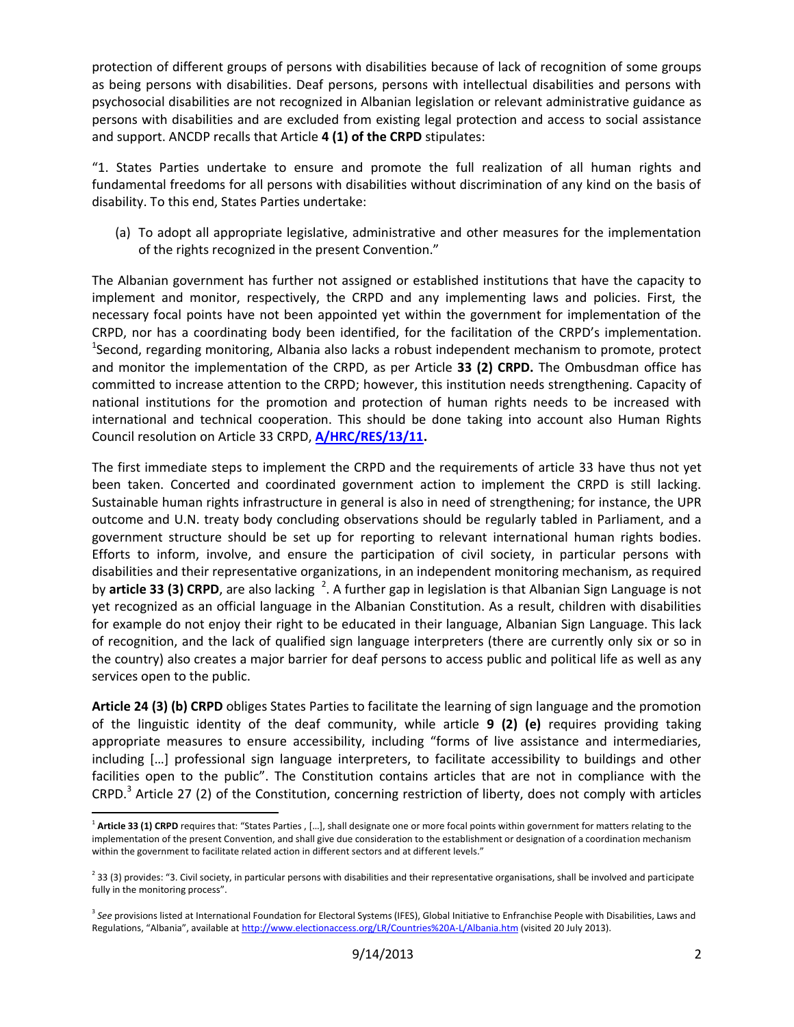protection of different groups of persons with disabilities because of lack of recognition of some groups as being persons with disabilities. Deaf persons, persons with intellectual disabilities and persons with psychosocial disabilities are not recognized in Albanian legislation or relevant administrative guidance as persons with disabilities and are excluded from existing legal protection and access to social assistance and support. ANCDP recalls that Article **4 (1) of the CRPD** stipulates:

"1. States Parties undertake to ensure and promote the full realization of all human rights and fundamental freedoms for all persons with disabilities without discrimination of any kind on the basis of disability. To this end, States Parties undertake:

(a) To adopt all appropriate legislative, administrative and other measures for the implementation of the rights recognized in the present Convention."

The Albanian government has further not assigned or established institutions that have the capacity to implement and monitor, respectively, the CRPD and any implementing laws and policies. First, the necessary focal points have not been appointed yet within the government for implementation of the CRPD, nor has a coordinating body been identified, for the facilitation of the CRPD's implementation. [1]Second, regarding monitoring, Albania also lacks a robust independent mechanism to promote, protect and monitor the implementation of the CRPD, as per Article **33 (2) CRPD.** The Ombusdman office has committed to increase attention to the CRPD; however, this institution needs strengthening. Capacity of national institutions for the promotion and protection of human rights needs to be increased with international and technical cooperation. This should be done taking into account also Human Rights Council resolution on Article 33 CRPD, **A/HRC/RES/13/11.**

The first immediate steps to implement the CRPD and the requirements of article 33 have thus not yet been taken. Concerted and coordinated government action to implement the CRPD is still lacking. Sustainable human rights infrastructure in general is also in need of strengthening; for instance, the UPR outcome and U.N. treaty body concluding observations should be regularly tabled in Parliament, and a government structure should be set up for reporting to relevant international human rights bodies. Efforts to inform, involve, and ensure the participation of civil society, in particular persons with disabilities and their representative organizations, in an independent monitoring mechanism, as required by **article 33 (3) CRPD**, are also lacking [2]. A further gap in legislation is that Albanian Sign Language is not yet recognized as an official language in the Albanian Constitution. As a result, children with disabilities for example do not enjoy their right to be educated in their language, Albanian Sign Language. This lack of recognition, and the lack of qualified sign language interpreters (there are currently only six or so in the country) also creates a major barrier for deaf persons to access public and political life as well as any services open to the public.

**Article 24 (3) (b) CRPD** obliges States Parties to facilitate the learning of sign language and the promotion of the linguistic identity of the deaf community, while article **9 (2) (e)** requires providing taking appropriate measures to ensure accessibility, including "forms of live assistance and intermediaries, including […] professional sign language interpreters, to facilitate accessibility to buildings and other facilities open to the public". The Constitution contains articles that are not in compliance with the CRPD.[3] Article 27 (2) of the Constitution, concerning restriction of liberty, does not comply with articles

---

[1] **Article 33 (1) CRPD** requires that: "States Parties , […], shall designate one or more focal points within government for matters relating to the implementation of the present Convention, and shall give due consideration to the establishment or designation of a coordination mechanism within the government to facilitate related action in different sectors and at different levels."

[2] 33 (3) provides: "3. Civil society, in particular persons with disabilities and their representative organisations, shall be involved and participate fully in the monitoring process".

[3] *See* provisions listed at International Foundation for Electoral Systems (IFES), Global Initiative to Enfranchise People with Disabilities, Laws and Regulations, "Albania", available at http://www.electionaccess.org/LR/Countries%20A-L/Albania.htm (visited 20 July 2013).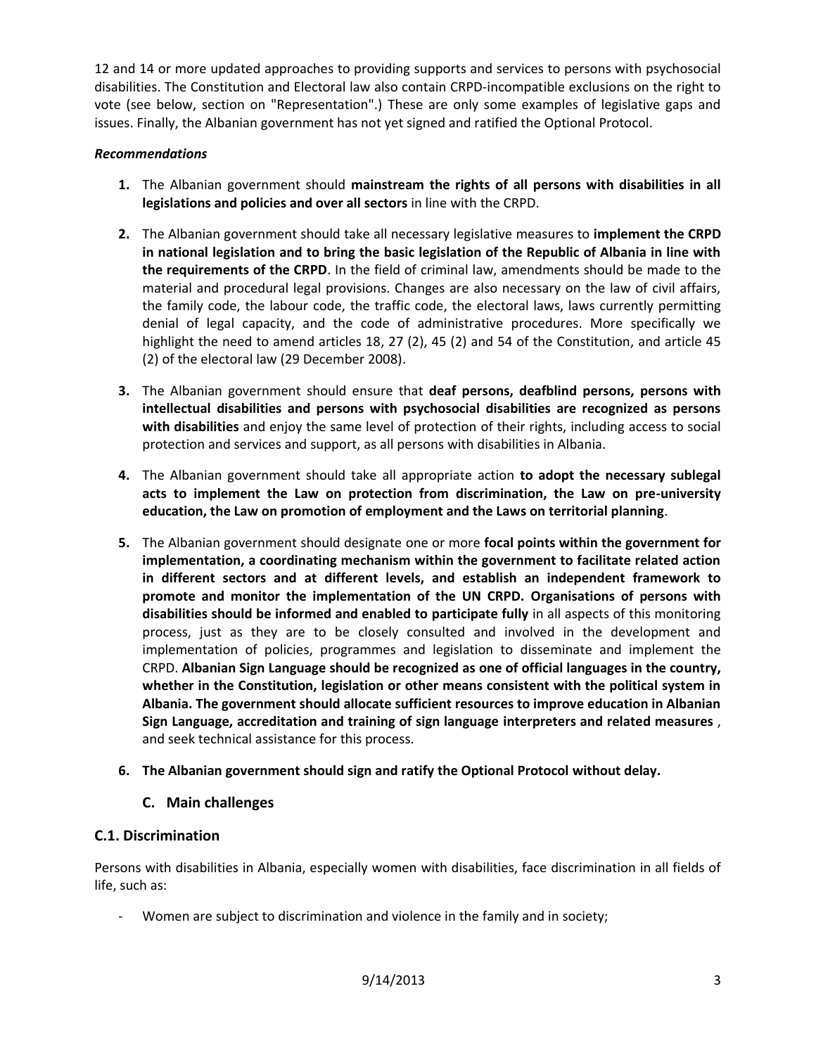12 and 14 or more updated approaches to providing supports and services to persons with psychosocial disabilities. The Constitution and Electoral law also contain CRPD-incompatible exclusions on the right to vote (see below, section on "Representation".) These are only some examples of legislative gaps and issues. Finally, the Albanian government has not yet signed and ratified the Optional Protocol.

***Recommendations***

1. The Albanian government should **mainstream the rights of all persons with disabilities in all legislations and policies and over all sectors** in line with the CRPD.

2. The Albanian government should take all necessary legislative measures to **implement the CRPD in national legislation and to bring the basic legislation of the Republic of Albania in line with the requirements of the CRPD**. In the field of criminal law, amendments should be made to the material and procedural legal provisions. Changes are also necessary on the law of civil affairs, the family code, the labour code, the traffic code, the electoral laws, laws currently permitting denial of legal capacity, and the code of administrative procedures. More specifically we highlight the need to amend articles 18, 27 (2), 45 (2) and 54 of the Constitution, and article 45 (2) of the electoral law (29 December 2008).

3. The Albanian government should ensure that **deaf persons, deafblind persons, persons with intellectual disabilities and persons with psychosocial disabilities are recognized as persons with disabilities** and enjoy the same level of protection of their rights, including access to social protection and services and support, as all persons with disabilities in Albania.

4. The Albanian government should take all appropriate action **to adopt the necessary sublegal acts to implement the Law on protection from discrimination, the Law on pre-university education, the Law on promotion of employment and the Laws on territorial planning**.

5. The Albanian government should designate one or more **focal points within the government for implementation, a coordinating mechanism within the government to facilitate related action in different sectors and at different levels, and establish an independent framework to promote and monitor the implementation of the UN CRPD. Organisations of persons with disabilities should be informed and enabled to participate fully** in all aspects of this monitoring process, just as they are to be closely consulted and involved in the development and implementation of policies, programmes and legislation to disseminate and implement the CRPD. **Albanian Sign Language should be recognized as one of official languages in the country, whether in the Constitution, legislation or other means consistent with the political system in Albania. The government should allocate sufficient resources to improve education in Albanian Sign Language, accreditation and training of sign language interpreters and related measures** , and seek technical assistance for this process.

6. **The Albanian government should sign and ratify the Optional Protocol without delay.**

## C. Main challenges

### C.1. Discrimination

Persons with disabilities in Albania, especially women with disabilities, face discrimination in all fields of life, such as:

- Women are subject to discrimination and violence in the family and in society;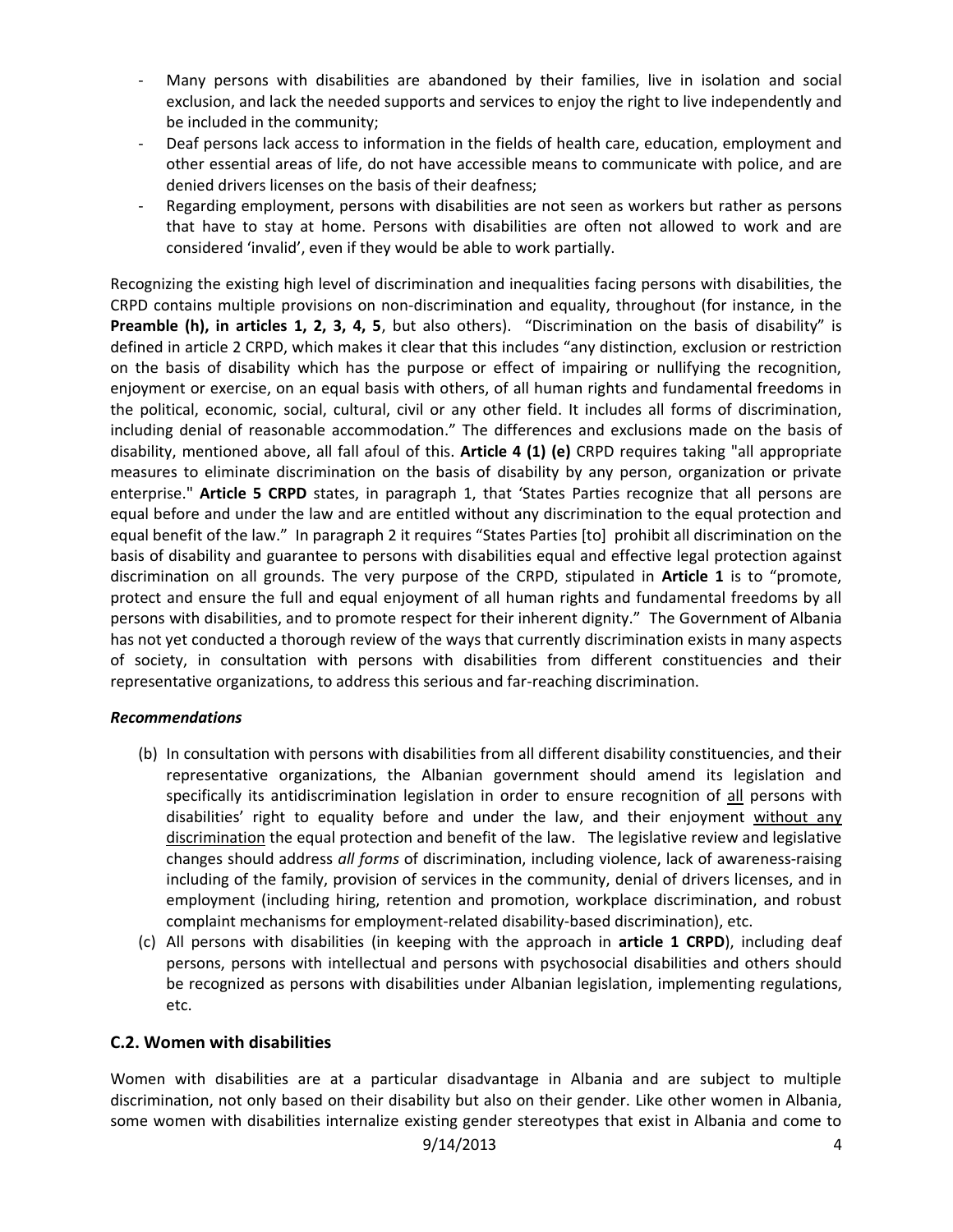- Many persons with disabilities are abandoned by their families, live in isolation and social exclusion, and lack the needed supports and services to enjoy the right to live independently and be included in the community;
- Deaf persons lack access to information in the fields of health care, education, employment and other essential areas of life, do not have accessible means to communicate with police, and are denied drivers licenses on the basis of their deafness;
- Regarding employment, persons with disabilities are not seen as workers but rather as persons that have to stay at home. Persons with disabilities are often not allowed to work and are considered 'invalid', even if they would be able to work partially.

Recognizing the existing high level of discrimination and inequalities facing persons with disabilities, the CRPD contains multiple provisions on non-discrimination and equality, throughout (for instance, in the **Preamble (h), in articles 1, 2, 3, 4, 5**, but also others). "Discrimination on the basis of disability" is defined in article 2 CRPD, which makes it clear that this includes "any distinction, exclusion or restriction on the basis of disability which has the purpose or effect of impairing or nullifying the recognition, enjoyment or exercise, on an equal basis with others, of all human rights and fundamental freedoms in the political, economic, social, cultural, civil or any other field. It includes all forms of discrimination, including denial of reasonable accommodation." The differences and exclusions made on the basis of disability, mentioned above, all fall afoul of this. **Article 4 (1) (e)** CRPD requires taking "all appropriate measures to eliminate discrimination on the basis of disability by any person, organization or private enterprise." **Article 5 CRPD** states, in paragraph 1, that 'States Parties recognize that all persons are equal before and under the law and are entitled without any discrimination to the equal protection and equal benefit of the law." In paragraph 2 it requires "States Parties [to] prohibit all discrimination on the basis of disability and guarantee to persons with disabilities equal and effective legal protection against discrimination on all grounds. The very purpose of the CRPD, stipulated in **Article 1** is to "promote, protect and ensure the full and equal enjoyment of all human rights and fundamental freedoms by all persons with disabilities, and to promote respect for their inherent dignity." The Government of Albania has not yet conducted a thorough review of the ways that currently discrimination exists in many aspects of society, in consultation with persons with disabilities from different constituencies and their representative organizations, to address this serious and far-reaching discrimination.

***Recommendations***

(b) In consultation with persons with disabilities from all different disability constituencies, and their representative organizations, the Albanian government should amend its legislation and specifically its antidiscrimination legislation in order to ensure recognition of <u>all</u> persons with disabilities' right to equality before and under the law, and their enjoyment <u>without any discrimination</u> the equal protection and benefit of the law. The legislative review and legislative changes should address *all forms* of discrimination, including violence, lack of awareness-raising including of the family, provision of services in the community, denial of drivers licenses, and in employment (including hiring, retention and promotion, workplace discrimination, and robust complaint mechanisms for employment-related disability-based discrimination), etc.

(c) All persons with disabilities (in keeping with the approach in **article 1 CRPD**), including deaf persons, persons with intellectual and persons with psychosocial disabilities and others should be recognized as persons with disabilities under Albanian legislation, implementing regulations, etc.

## C.2. Women with disabilities

Women with disabilities are at a particular disadvantage in Albania and are subject to multiple discrimination, not only based on their disability but also on their gender. Like other women in Albania, some women with disabilities internalize existing gender stereotypes that exist in Albania and come to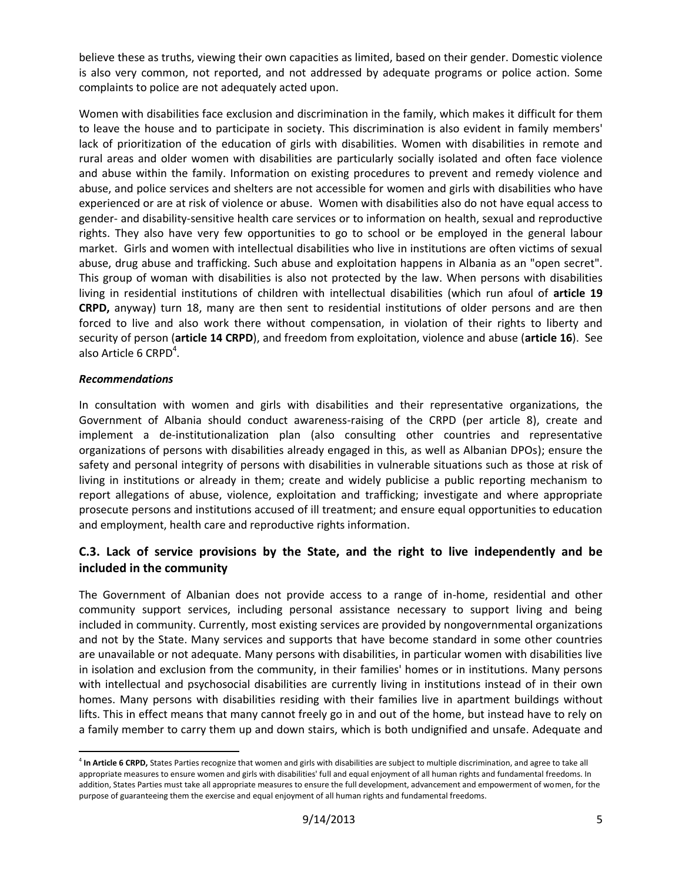believe these as truths, viewing their own capacities as limited, based on their gender. Domestic violence is also very common, not reported, and not addressed by adequate programs or police action. Some complaints to police are not adequately acted upon.

Women with disabilities face exclusion and discrimination in the family, which makes it difficult for them to leave the house and to participate in society. This discrimination is also evident in family members' lack of prioritization of the education of girls with disabilities. Women with disabilities in remote and rural areas and older women with disabilities are particularly socially isolated and often face violence and abuse within the family. Information on existing procedures to prevent and remedy violence and abuse, and police services and shelters are not accessible for women and girls with disabilities who have experienced or are at risk of violence or abuse. Women with disabilities also do not have equal access to gender- and disability-sensitive health care services or to information on health, sexual and reproductive rights. They also have very few opportunities to go to school or be employed in the general labour market. Girls and women with intellectual disabilities who live in institutions are often victims of sexual abuse, drug abuse and trafficking. Such abuse and exploitation happens in Albania as an "open secret". This group of woman with disabilities is also not protected by the law. When persons with disabilities living in residential institutions of children with intellectual disabilities (which run afoul of **article 19 CRPD,** anyway) turn 18, many are then sent to residential institutions of older persons and are then forced to live and also work there without compensation, in violation of their rights to liberty and security of person (**article 14 CRPD**), and freedom from exploitation, violence and abuse (**article 16**). See also Article 6 CRPD[4].

***Recommendations***

In consultation with women and girls with disabilities and their representative organizations, the Government of Albania should conduct awareness-raising of the CRPD (per article 8), create and implement a de-institutionalization plan (also consulting other countries and representative organizations of persons with disabilities already engaged in this, as well as Albanian DPOs); ensure the safety and personal integrity of persons with disabilities in vulnerable situations such as those at risk of living in institutions or already in them; create and widely publicise a public reporting mechanism to report allegations of abuse, violence, exploitation and trafficking; investigate and where appropriate prosecute persons and institutions accused of ill treatment; and ensure equal opportunities to education and employment, health care and reproductive rights information.

## C.3. Lack of service provisions by the State, and the right to live independently and be included in the community

The Government of Albanian does not provide access to a range of in-home, residential and other community support services, including personal assistance necessary to support living and being included in community. Currently, most existing services are provided by nongovernmental organizations and not by the State. Many services and supports that have become standard in some other countries are unavailable or not adequate. Many persons with disabilities, in particular women with disabilities live in isolation and exclusion from the community, in their families' homes or in institutions. Many persons with intellectual and psychosocial disabilities are currently living in institutions instead of in their own homes. Many persons with disabilities residing with their families live in apartment buildings without lifts. This in effect means that many cannot freely go in and out of the home, but instead have to rely on a family member to carry them up and down stairs, which is both undignified and unsafe. Adequate and

---

[4] **In Article 6 CRPD,** States Parties recognize that women and girls with disabilities are subject to multiple discrimination, and agree to take all appropriate measures to ensure women and girls with disabilities' full and equal enjoyment of all human rights and fundamental freedoms. In addition, States Parties must take all appropriate measures to ensure the full development, advancement and empowerment of women, for the purpose of guaranteeing them the exercise and equal enjoyment of all human rights and fundamental freedoms.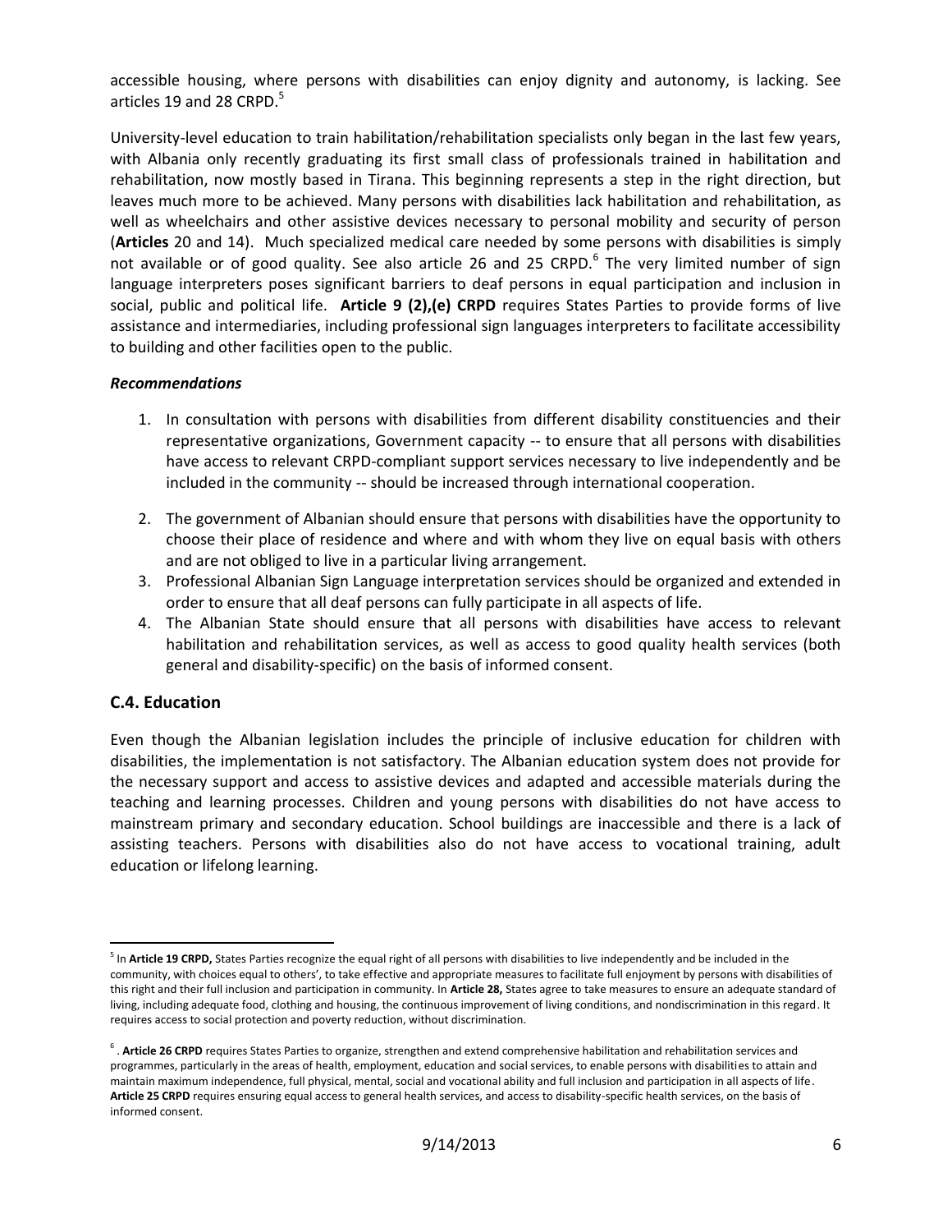accessible housing, where persons with disabilities can enjoy dignity and autonomy, is lacking. See articles 19 and 28 CRPD.[5]

University-level education to train habilitation/rehabilitation specialists only began in the last few years, with Albania only recently graduating its first small class of professionals trained in habilitation and rehabilitation, now mostly based in Tirana. This beginning represents a step in the right direction, but leaves much more to be achieved. Many persons with disabilities lack habilitation and rehabilitation, as well as wheelchairs and other assistive devices necessary to personal mobility and security of person (**Articles** 20 and 14). Much specialized medical care needed by some persons with disabilities is simply not available or of good quality. See also article 26 and 25 CRPD.[6] The very limited number of sign language interpreters poses significant barriers to deaf persons in equal participation and inclusion in social, public and political life. **Article 9 (2),(e) CRPD** requires States Parties to provide forms of live assistance and intermediaries, including professional sign languages interpreters to facilitate accessibility to building and other facilities open to the public.

***Recommendations***

1. In consultation with persons with disabilities from different disability constituencies and their representative organizations, Government capacity -- to ensure that all persons with disabilities have access to relevant CRPD-compliant support services necessary to live independently and be included in the community -- should be increased through international cooperation.
2. The government of Albanian should ensure that persons with disabilities have the opportunity to choose their place of residence and where and with whom they live on equal basis with others and are not obliged to live in a particular living arrangement.
3. Professional Albanian Sign Language interpretation services should be organized and extended in order to ensure that all deaf persons can fully participate in all aspects of life.
4. The Albanian State should ensure that all persons with disabilities have access to relevant habilitation and rehabilitation services, as well as access to good quality health services (both general and disability-specific) on the basis of informed consent.

## C.4. Education

Even though the Albanian legislation includes the principle of inclusive education for children with disabilities, the implementation is not satisfactory. The Albanian education system does not provide for the necessary support and access to assistive devices and adapted and accessible materials during the teaching and learning processes. Children and young persons with disabilities do not have access to mainstream primary and secondary education. School buildings are inaccessible and there is a lack of assisting teachers. Persons with disabilities also do not have access to vocational training, adult education or lifelong learning.

---

[5] In **Article 19 CRPD,** States Parties recognize the equal right of all persons with disabilities to live independently and be included in the community, with choices equal to others', to take effective and appropriate measures to facilitate full enjoyment by persons with disabilities of this right and their full inclusion and participation in community. In **Article 28,** States agree to take measures to ensure an adequate standard of living, including adequate food, clothing and housing, the continuous improvement of living conditions, and nondiscrimination in this regard. It requires access to social protection and poverty reduction, without discrimination.

[6] . **Article 26 CRPD** requires States Parties to organize, strengthen and extend comprehensive habilitation and rehabilitation services and programmes, particularly in the areas of health, employment, education and social services, to enable persons with disabilities to attain and maintain maximum independence, full physical, mental, social and vocational ability and full inclusion and participation in all aspects of life. **Article 25 CRPD** requires ensuring equal access to general health services, and access to disability-specific health services, on the basis of informed consent.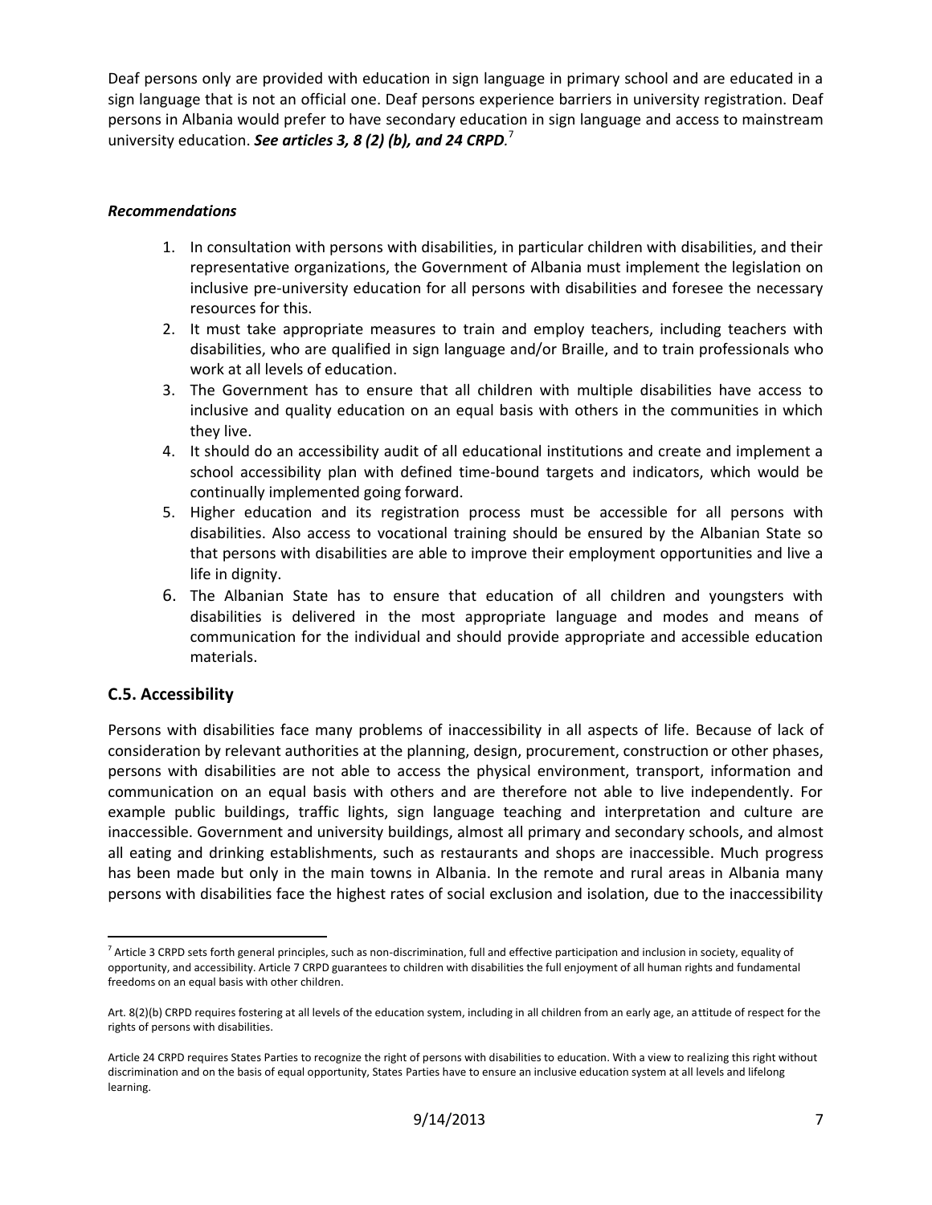Deaf persons only are provided with education in sign language in primary school and are educated in a sign language that is not an official one. Deaf persons experience barriers in university registration. Deaf persons in Albania would prefer to have secondary education in sign language and access to mainstream university education. ***See articles 3, 8 (2) (b), and 24 CRPD.***[7]

***Recommendations***

1. In consultation with persons with disabilities, in particular children with disabilities, and their representative organizations, the Government of Albania must implement the legislation on inclusive pre-university education for all persons with disabilities and foresee the necessary resources for this.
2. It must take appropriate measures to train and employ teachers, including teachers with disabilities, who are qualified in sign language and/or Braille, and to train professionals who work at all levels of education.
3. The Government has to ensure that all children with multiple disabilities have access to inclusive and quality education on an equal basis with others in the communities in which they live.
4. It should do an accessibility audit of all educational institutions and create and implement a school accessibility plan with defined time-bound targets and indicators, which would be continually implemented going forward.
5. Higher education and its registration process must be accessible for all persons with disabilities. Also access to vocational training should be ensured by the Albanian State so that persons with disabilities are able to improve their employment opportunities and live a life in dignity.
6. The Albanian State has to ensure that education of all children and youngsters with disabilities is delivered in the most appropriate language and modes and means of communication for the individual and should provide appropriate and accessible education materials.

## C.5. Accessibility

Persons with disabilities face many problems of inaccessibility in all aspects of life. Because of lack of consideration by relevant authorities at the planning, design, procurement, construction or other phases, persons with disabilities are not able to access the physical environment, transport, information and communication on an equal basis with others and are therefore not able to live independently. For example public buildings, traffic lights, sign language teaching and interpretation and culture are inaccessible. Government and university buildings, almost all primary and secondary schools, and almost all eating and drinking establishments, such as restaurants and shops are inaccessible. Much progress has been made but only in the main towns in Albania. In the remote and rural areas in Albania many persons with disabilities face the highest rates of social exclusion and isolation, due to the inaccessibility

---

[7] Article 3 CRPD sets forth general principles, such as non-discrimination, full and effective participation and inclusion in society, equality of opportunity, and accessibility. Article 7 CRPD guarantees to children with disabilities the full enjoyment of all human rights and fundamental freedoms on an equal basis with other children.

Art. 8(2)(b) CRPD requires fostering at all levels of the education system, including in all children from an early age, an attitude of respect for the rights of persons with disabilities.

Article 24 CRPD requires States Parties to recognize the right of persons with disabilities to education. With a view to realizing this right without discrimination and on the basis of equal opportunity, States Parties have to ensure an inclusive education system at all levels and lifelong learning.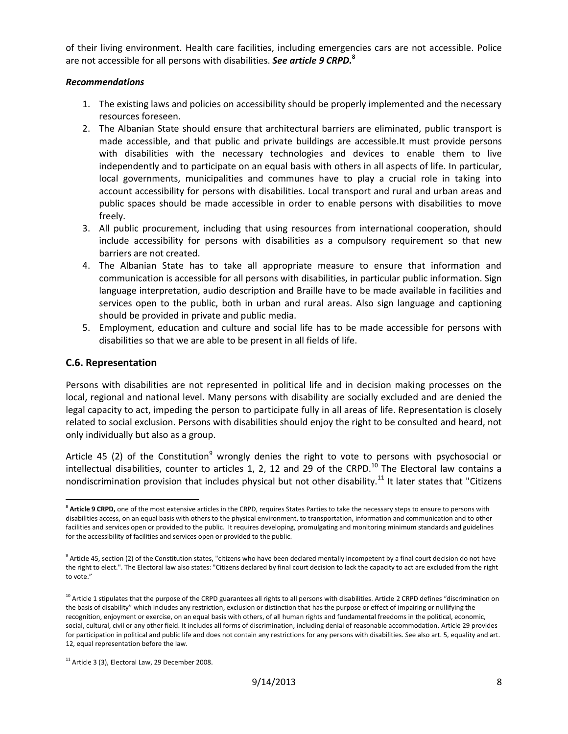of their living environment. Health care facilities, including emergencies cars are not accessible. Police are not accessible for all persons with disabilities. ***See article 9 CRPD.***[8]

***Recommendations***

1. The existing laws and policies on accessibility should be properly implemented and the necessary resources foreseen.
2. The Albanian State should ensure that architectural barriers are eliminated, public transport is made accessible, and that public and private buildings are accessible.It must provide persons with disabilities with the necessary technologies and devices to enable them to live independently and to participate on an equal basis with others in all aspects of life. In particular, local governments, municipalities and communes have to play a crucial role in taking into account accessibility for persons with disabilities. Local transport and rural and urban areas and public spaces should be made accessible in order to enable persons with disabilities to move freely.
3. All public procurement, including that using resources from international cooperation, should include accessibility for persons with disabilities as a compulsory requirement so that new barriers are not created.
4. The Albanian State has to take all appropriate measure to ensure that information and communication is accessible for all persons with disabilities, in particular public information. Sign language interpretation, audio description and Braille have to be made available in facilities and services open to the public, both in urban and rural areas. Also sign language and captioning should be provided in private and public media.
5. Employment, education and culture and social life has to be made accessible for persons with disabilities so that we are able to be present in all fields of life.

## C.6. Representation

Persons with disabilities are not represented in political life and in decision making processes on the local, regional and national level. Many persons with disability are socially excluded and are denied the legal capacity to act, impeding the person to participate fully in all areas of life. Representation is closely related to social exclusion. Persons with disabilities should enjoy the right to be consulted and heard, not only individually but also as a group.

Article 45 (2) of the Constitution[9] wrongly denies the right to vote to persons with psychosocial or intellectual disabilities, counter to articles 1, 2, 12 and 29 of the CRPD.[10] The Electoral law contains a nondiscrimination provision that includes physical but not other disability.[11] It later states that "Citizens

---

[8] **Article 9 CRPD,** one of the most extensive articles in the CRPD, requires States Parties to take the necessary steps to ensure to persons with disabilities access, on an equal basis with others to the physical environment, to transportation, information and communication and to other facilities and services open or provided to the public. It requires developing, promulgating and monitoring minimum standards and guidelines for the accessibility of facilities and services open or provided to the public.

[9] Article 45, section (2) of the Constitution states, "citizens who have been declared mentally incompetent by a final court decision do not have the right to elect.". The Electoral law also states: "Citizens declared by final court decision to lack the capacity to act are excluded from the right to vote."

[10] Article 1 stipulates that the purpose of the CRPD guarantees all rights to all persons with disabilities. Article 2 CRPD defines "discrimination on the basis of disability" which includes any restriction, exclusion or distinction that has the purpose or effect of impairing or nullifying the recognition, enjoyment or exercise, on an equal basis with others, of all human rights and fundamental freedoms in the political, economic, social, cultural, civil or any other field. It includes all forms of discrimination, including denial of reasonable accommodation. Article 29 provides for participation in political and public life and does not contain any restrictions for any persons with disabilities. See also art. 5, equality and art. 12, equal representation before the law.

[11] Article 3 (3), Electoral Law, 29 December 2008.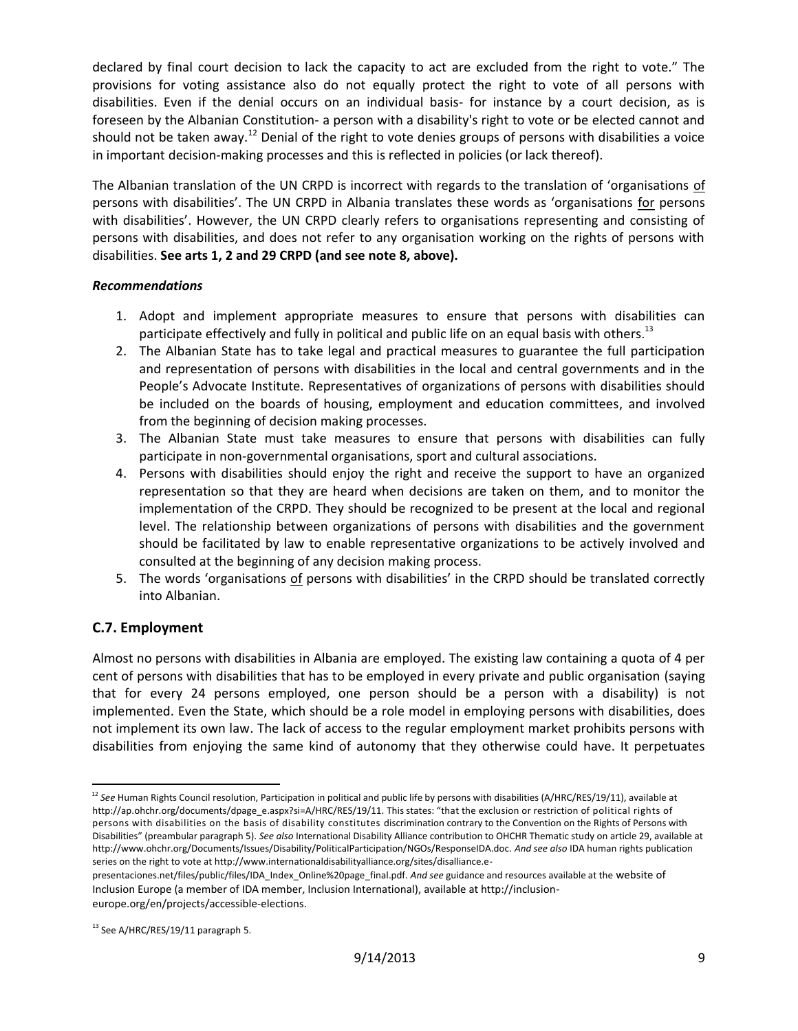declared by final court decision to lack the capacity to act are excluded from the right to vote." The provisions for voting assistance also do not equally protect the right to vote of all persons with disabilities. Even if the denial occurs on an individual basis- for instance by a court decision, as is foreseen by the Albanian Constitution- a person with a disability's right to vote or be elected cannot and should not be taken away.[12] Denial of the right to vote denies groups of persons with disabilities a voice in important decision-making processes and this is reflected in policies (or lack thereof).

The Albanian translation of the UN CRPD is incorrect with regards to the translation of 'organisations of persons with disabilities'. The UN CRPD in Albania translates these words as 'organisations for persons with disabilities'. However, the UN CRPD clearly refers to organisations representing and consisting of persons with disabilities, and does not refer to any organisation working on the rights of persons with disabilities. **See arts 1, 2 and 29 CRPD (and see note 8, above).**

***Recommendations***

1. Adopt and implement appropriate measures to ensure that persons with disabilities can participate effectively and fully in political and public life on an equal basis with others.[13]
2. The Albanian State has to take legal and practical measures to guarantee the full participation and representation of persons with disabilities in the local and central governments and in the People's Advocate Institute. Representatives of organizations of persons with disabilities should be included on the boards of housing, employment and education committees, and involved from the beginning of decision making processes.
3. The Albanian State must take measures to ensure that persons with disabilities can fully participate in non-governmental organisations, sport and cultural associations.
4. Persons with disabilities should enjoy the right and receive the support to have an organized representation so that they are heard when decisions are taken on them, and to monitor the implementation of the CRPD. They should be recognized to be present at the local and regional level. The relationship between organizations of persons with disabilities and the government should be facilitated by law to enable representative organizations to be actively involved and consulted at the beginning of any decision making process.
5. The words 'organisations of persons with disabilities' in the CRPD should be translated correctly into Albanian.

## C.7. Employment

Almost no persons with disabilities in Albania are employed. The existing law containing a quota of 4 per cent of persons with disabilities that has to be employed in every private and public organisation (saying that for every 24 persons employed, one person should be a person with a disability) is not implemented. Even the State, which should be a role model in employing persons with disabilities, does not implement its own law. The lack of access to the regular employment market prohibits persons with disabilities from enjoying the same kind of autonomy that they otherwise could have. It perpetuates

---

[12] *See* Human Rights Council resolution, Participation in political and public life by persons with disabilities (A/HRC/RES/19/11), available at http://ap.ohchr.org/documents/dpage_e.aspx?si=A/HRC/RES/19/11. This states: "that the exclusion or restriction of political rights of persons with disabilities on the basis of disability constitutes discrimination contrary to the Convention on the Rights of Persons with Disabilities" (preambular paragraph 5). *See also* International Disability Alliance contribution to OHCHR Thematic study on article 29, available at http://www.ohchr.org/Documents/Issues/Disability/PoliticalParticipation/NGOs/ResponseIDA.doc. *And see also* IDA human rights publication series on the right to vote at http://www.internationaldisabilityalliance.org/sites/disalliance.e-presentaciones.net/files/public/files/IDA_Index_Online%20page_final.pdf. *And see* guidance and resources available at the website of Inclusion Europe (a member of IDA member, Inclusion International), available at http://inclusion-europe.org/en/projects/accessible-elections.

[13] See A/HRC/RES/19/11 paragraph 5.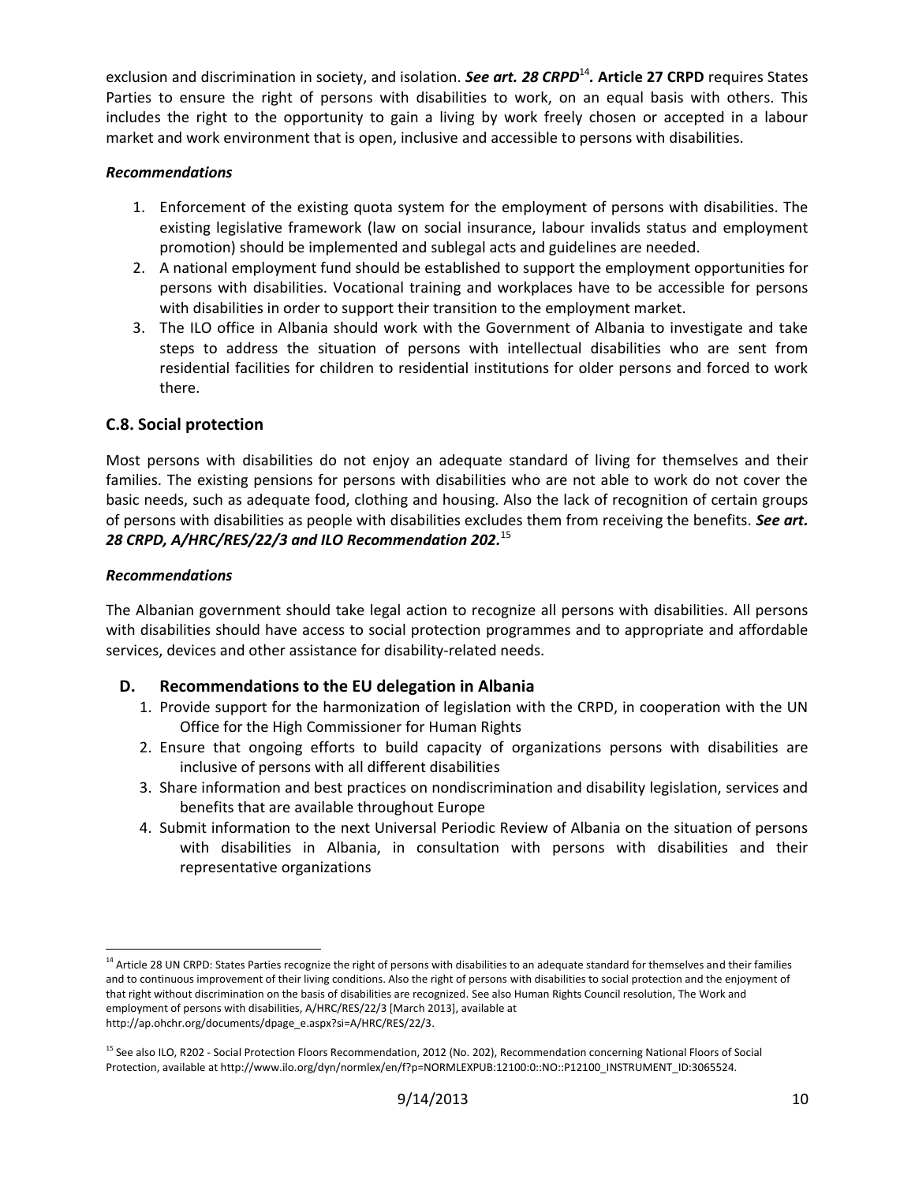exclusion and discrimination in society, and isolation. ***See art. 28 CRPD***[14]***.*** **Article 27 CRPD** requires States Parties to ensure the right of persons with disabilities to work, on an equal basis with others. This includes the right to the opportunity to gain a living by work freely chosen or accepted in a labour market and work environment that is open, inclusive and accessible to persons with disabilities.

***Recommendations***

1. Enforcement of the existing quota system for the employment of persons with disabilities. The existing legislative framework (law on social insurance, labour invalids status and employment promotion) should be implemented and sublegal acts and guidelines are needed.
2. A national employment fund should be established to support the employment opportunities for persons with disabilities. Vocational training and workplaces have to be accessible for persons with disabilities in order to support their transition to the employment market.
3. The ILO office in Albania should work with the Government of Albania to investigate and take steps to address the situation of persons with intellectual disabilities who are sent from residential facilities for children to residential institutions for older persons and forced to work there.

## C.8. Social protection

Most persons with disabilities do not enjoy an adequate standard of living for themselves and their families. The existing pensions for persons with disabilities who are not able to work do not cover the basic needs, such as adequate food, clothing and housing. Also the lack of recognition of certain groups of persons with disabilities as people with disabilities excludes them from receiving the benefits. ***See art. 28 CRPD, A/HRC/RES/22/3 and ILO Recommendation 202.***[15]

***Recommendations***

The Albanian government should take legal action to recognize all persons with disabilities. All persons with disabilities should have access to social protection programmes and to appropriate and affordable services, devices and other assistance for disability-related needs.

## D. Recommendations to the EU delegation in Albania

1. Provide support for the harmonization of legislation with the CRPD, in cooperation with the UN Office for the High Commissioner for Human Rights
2. Ensure that ongoing efforts to build capacity of organizations persons with disabilities are inclusive of persons with all different disabilities
3. Share information and best practices on nondiscrimination and disability legislation, services and benefits that are available throughout Europe
4. Submit information to the next Universal Periodic Review of Albania on the situation of persons with disabilities in Albania, in consultation with persons with disabilities and their representative organizations

---

[14] Article 28 UN CRPD: States Parties recognize the right of persons with disabilities to an adequate standard for themselves and their families and to continuous improvement of their living conditions. Also the right of persons with disabilities to social protection and the enjoyment of that right without discrimination on the basis of disabilities are recognized. See also Human Rights Council resolution, The Work and employment of persons with disabilities, A/HRC/RES/22/3 [March 2013], available at http://ap.ohchr.org/documents/dpage_e.aspx?si=A/HRC/RES/22/3.

[15] See also ILO, R202 - Social Protection Floors Recommendation, 2012 (No. 202), Recommendation concerning National Floors of Social Protection, available at http://www.ilo.org/dyn/normlex/en/f?p=NORMLEXPUB:12100:0::NO::P12100_INSTRUMENT_ID:3065524.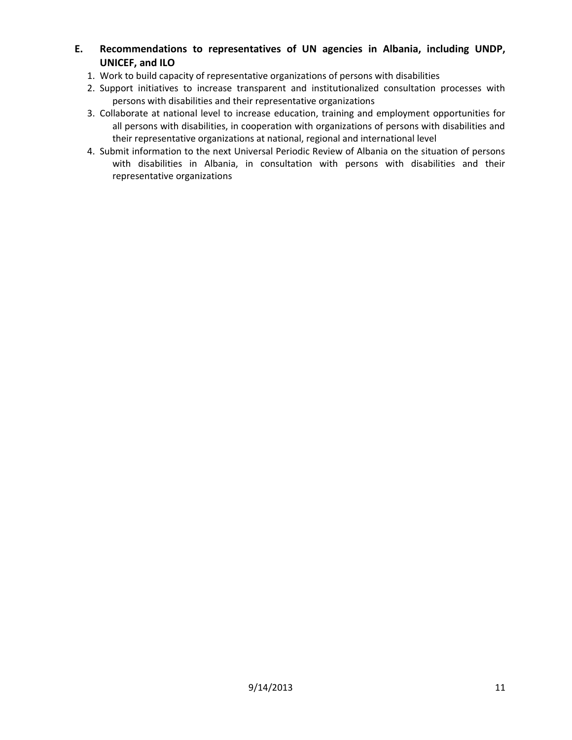## E. Recommendations to representatives of UN agencies in Albania, including UNDP, UNICEF, and ILO

1. Work to build capacity of representative organizations of persons with disabilities
2. Support initiatives to increase transparent and institutionalized consultation processes with persons with disabilities and their representative organizations
3. Collaborate at national level to increase education, training and employment opportunities for all persons with disabilities, in cooperation with organizations of persons with disabilities and their representative organizations at national, regional and international level
4. Submit information to the next Universal Periodic Review of Albania on the situation of persons with disabilities in Albania, in consultation with persons with disabilities and their representative organizations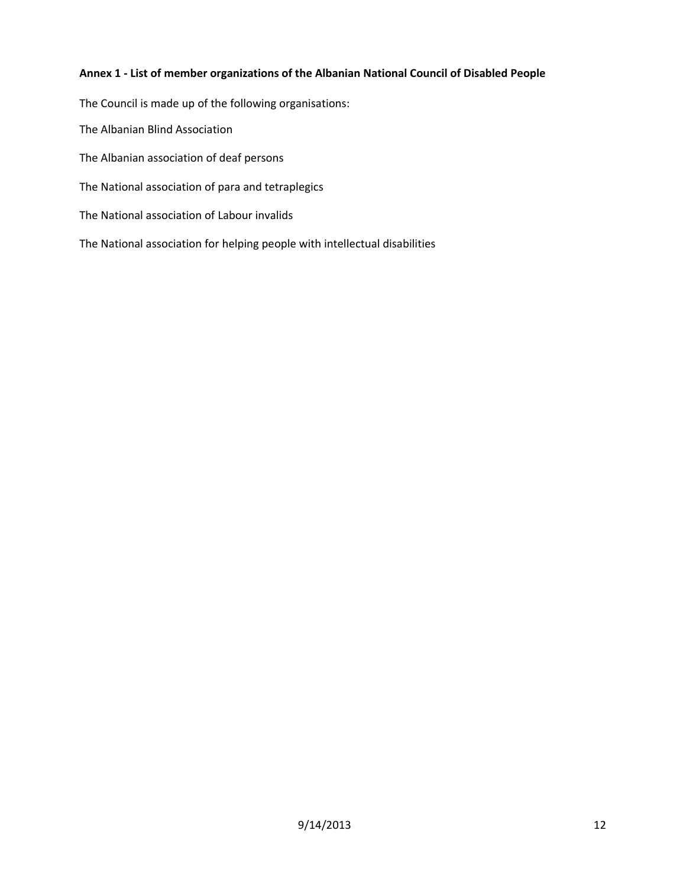**Annex 1 - List of member organizations of the Albanian National Council of Disabled People**

The Council is made up of the following organisations:

The Albanian Blind Association

The Albanian association of deaf persons

The National association of para and tetraplegics

The National association of Labour invalids

The National association for helping people with intellectual disabilities